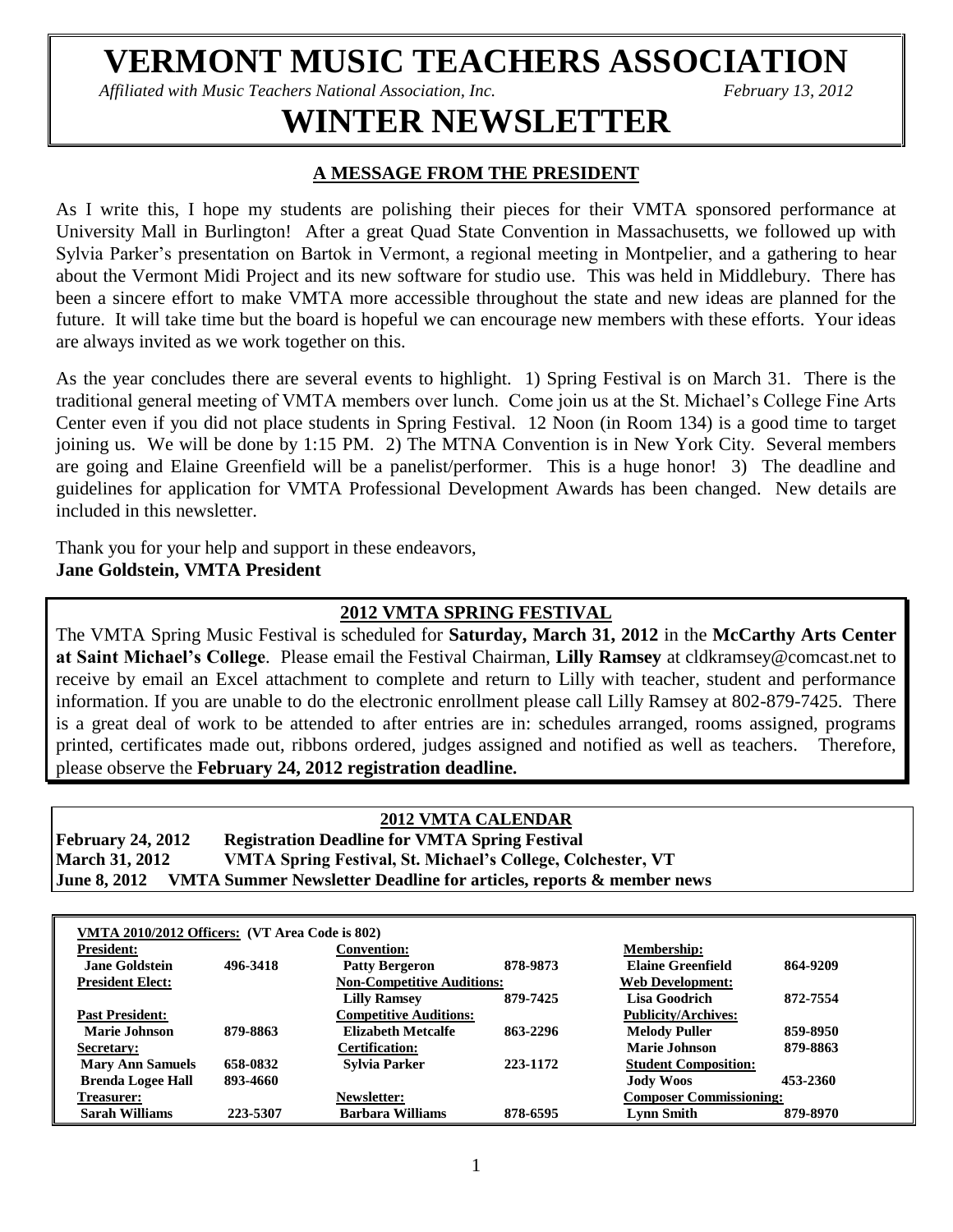# VERMONT MUSIC TEACHERS ASSOCIATION

*Affiliated with Music Teachers National Association, Inc.* *February 13, 2012*

# WINTER NEWSLETTER

## A MESSAGE FROM THE PRESIDENT

As I write this, I hope my students are polishing their pieces for their VMTA sponsored performance at University Mall in Burlington! After a great Quad State Convention in Massachusetts, we followed up with Sylvia Parker's presentation on Bartok in Vermont, a regional meeting in Montpelier, and a gathering to hear about the Vermont Midi Project and its new software for studio use. This was held in Middlebury. There has been a sincere effort to make VMTA more accessible throughout the state and new ideas are planned for the future. It will take time but the board is hopeful we can encourage new members with these efforts. Your ideas are always invited as we work together on this.

As the year concludes there are several events to highlight. 1) Spring Festival is on March 31. There is the traditional general meeting of VMTA members over lunch. Come join us at the St. Michael's College Fine Arts Center even if you did not place students in Spring Festival. 12 Noon (in Room 134) is a good time to target joining us. We will be done by 1:15 PM. 2) The MTNA Convention is in New York City. Several members are going and Elaine Greenfield will be a panelist/performer. This is a huge honor! 3) The deadline and guidelines for application for VMTA Professional Development Awards has been changed. New details are included in this newsletter.

Thank you for your help and support in these endeavors,
**Jane Goldstein, VMTA President**

## 2012 VMTA SPRING FESTIVAL

The VMTA Spring Music Festival is scheduled for **Saturday, March 31, 2012** in the **McCarthy Arts Center at Saint Michael's College**. Please email the Festival Chairman, **Lilly Ramsey** at cldkramsey@comcast.net to receive by email an Excel attachment to complete and return to Lilly with teacher, student and performance information. If you are unable to do the electronic enrollment please call Lilly Ramsey at 802-879-7425. There is a great deal of work to be attended to after entries are in: schedules arranged, rooms assigned, programs printed, certificates made out, ribbons ordered, judges assigned and notified as well as teachers. Therefore, please observe the **February 24, 2012 registration deadline.**

## 2012 VMTA CALENDAR

| | |
|---|---|
| **February 24, 2012** | **Registration Deadline for VMTA Spring Festival** |
| **March 31, 2012** | **VMTA Spring Festival, St. Michael's College, Colchester, VT** |
| **June 8, 2012** | **VMTA Summer Newsletter Deadline for articles, reports & member news** |

**VMTA 2010/2012 Officers: (VT Area Code is 802)**

| | | | | | |
|---|---|---|---|---|---|
| **President:** | | **Convention:** | | **Membership:** | |
| **Jane Goldstein** | **496-3418** | **Patty Bergeron** | **878-9873** | **Elaine Greenfield** | **864-9209** |
| **President Elect:** | | **Non-Competitive Auditions:** | | **Web Development:** | |
| | | **Lilly Ramsey** | **879-7425** | **Lisa Goodrich** | **872-7554** |
| **Past President:** | | **Competitive Auditions:** | | **Publicity/Archives:** | |
| **Marie Johnson** | **879-8863** | **Elizabeth Metcalfe** | **863-2296** | **Melody Puller** | **859-8950** |
| **Secretary:** | | **Certification:** | | **Marie Johnson** | **879-8863** |
| **Mary Ann Samuels** | **658-0832** | **Sylvia Parker** | **223-1172** | **Student Composition:** | |
| **Brenda Logee Hall** | **893-4660** | | | **Jody Woos** | **453-2360** |
| **Treasurer:** | | **Newsletter:** | | **Composer Commissioning:** | |
| **Sarah Williams** | **223-5307** | **Barbara Williams** | **878-6595** | **Lynn Smith** | **879-8970** |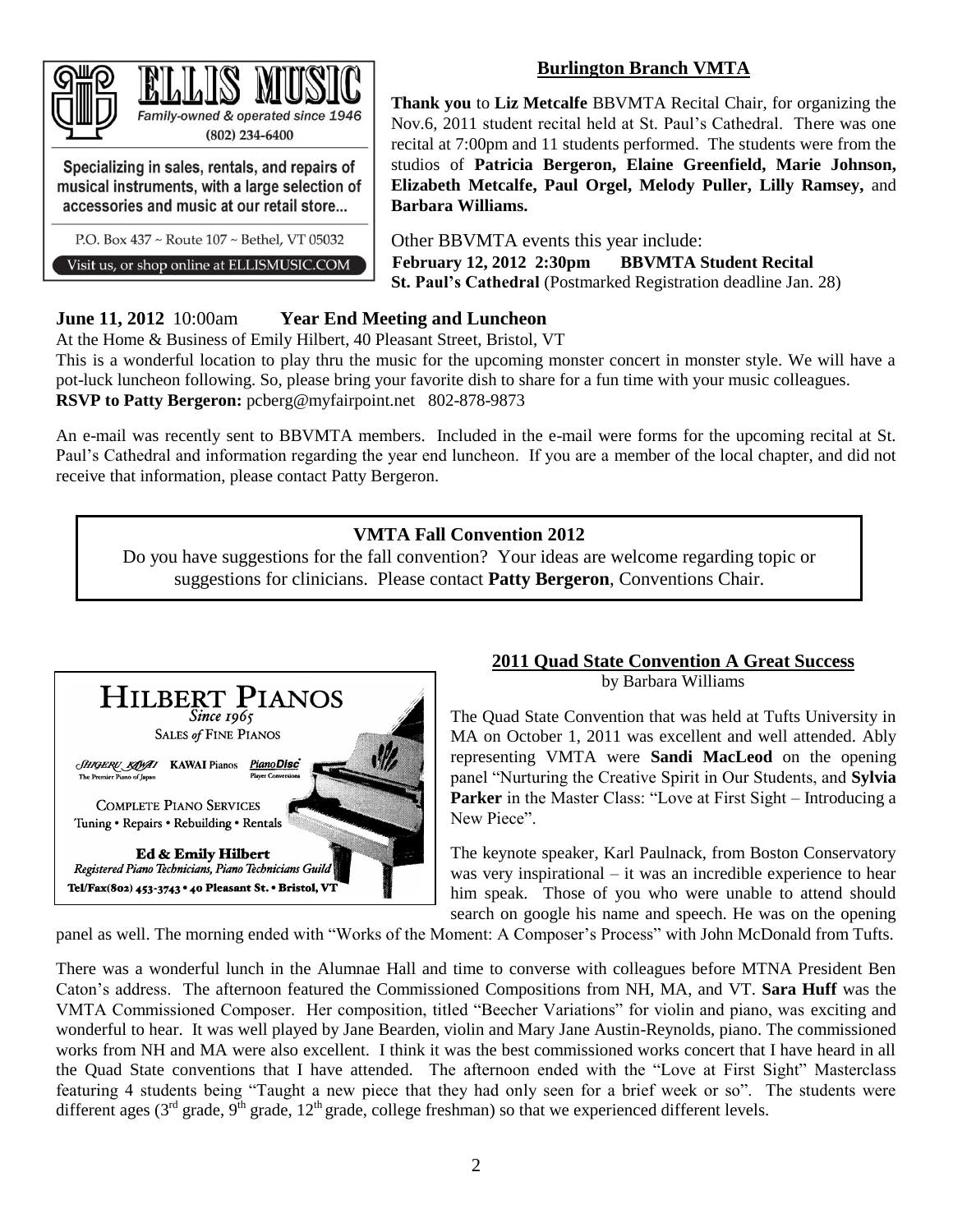ELLIS MUSIC
*Family-owned & operated since 1946*
(802) 234-6400

Specializing in sales, rentals, and repairs of musical instruments, with a large selection of accessories and music at our retail store...

P.O. Box 437 ~ Route 107 ~ Bethel, VT 05032

Visit us, or shop online at ELLISMUSIC.COM

## Burlington Branch VMTA

**Thank you** to **Liz Metcalfe** BBVMTA Recital Chair, for organizing the Nov.6, 2011 student recital held at St. Paul's Cathedral. There was one recital at 7:00pm and 11 students performed. The students were from the studios of **Patricia Bergeron, Elaine Greenfield, Marie Johnson, Elizabeth Metcalfe, Paul Orgel, Melody Puller, Lilly Ramsey,** and **Barbara Williams.**

Other BBVMTA events this year include:

**February 12, 2012 2:30pm BBVMTA Student Recital**
**St. Paul's Cathedral** (Postmarked Registration deadline Jan. 28)

**June 11, 2012** 10:00am **Year End Meeting and Luncheon**
At the Home & Business of Emily Hilbert, 40 Pleasant Street, Bristol, VT
This is a wonderful location to play thru the music for the upcoming monster concert in monster style. We will have a pot-luck luncheon following. So, please bring your favorite dish to share for a fun time with your music colleagues.
**RSVP to Patty Bergeron:** pcberg@myfairpoint.net 802-878-9873

An e-mail was recently sent to BBVMTA members. Included in the e-mail were forms for the upcoming recital at St. Paul's Cathedral and information regarding the year end luncheon. If you are a member of the local chapter, and did not receive that information, please contact Patty Bergeron.

## VMTA Fall Convention 2012

Do you have suggestions for the fall convention? Your ideas are welcome regarding topic or suggestions for clinicians. Please contact **Patty Bergeron**, Conventions Chair.

HILBERT PIANOS
*Since 1965*
SALES *of* FINE PIANOS

SHIGERU KAWAI The Premier Piano of Japan — KAWAI Pianos — PianoDisc Player Conversions

COMPLETE PIANO SERVICES
Tuning • Repairs • Rebuilding • Rentals

**Ed & Emily Hilbert**
*Registered Piano Technicians, Piano Technicians Guild*
Tel/Fax(802) 453-3743 • 40 Pleasant St. • Bristol, VT

## 2011 Quad State Convention A Great Success

by Barbara Williams

The Quad State Convention that was held at Tufts University in MA on October 1, 2011 was excellent and well attended. Ably representing VMTA were **Sandi MacLeod** on the opening panel "Nurturing the Creative Spirit in Our Students, and **Sylvia Parker** in the Master Class: "Love at First Sight – Introducing a New Piece".

The keynote speaker, Karl Paulnack, from Boston Conservatory was very inspirational – it was an incredible experience to hear him speak. Those of you who were unable to attend should search on google his name and speech. He was on the opening panel as well. The morning ended with "Works of the Moment: A Composer's Process" with John McDonald from Tufts.

There was a wonderful lunch in the Alumnae Hall and time to converse with colleagues before MTNA President Ben Caton's address. The afternoon featured the Commissioned Compositions from NH, MA, and VT. **Sara Huff** was the VMTA Commissioned Composer. Her composition, titled "Beecher Variations" for violin and piano, was exciting and wonderful to hear. It was well played by Jane Bearden, violin and Mary Jane Austin-Reynolds, piano. The commissioned works from NH and MA were also excellent. I think it was the best commissioned works concert that I have heard in all the Quad State conventions that I have attended. The afternoon ended with the "Love at First Sight" Masterclass featuring 4 students being "Taught a new piece that they had only seen for a brief week or so". The students were different ages (3rd grade, 9th grade, 12th grade, college freshman) so that we experienced different levels.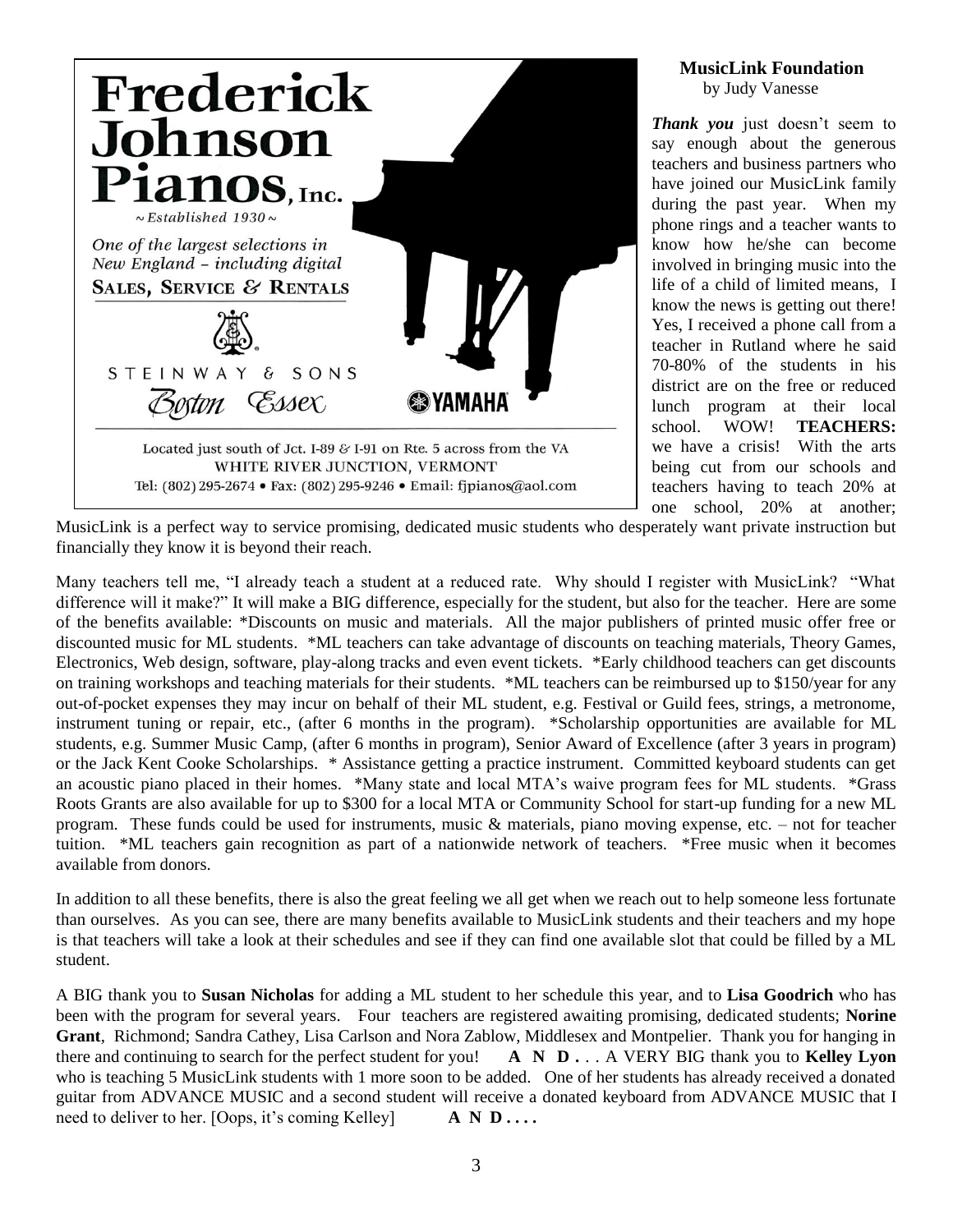Frederick Johnson Pianos, Inc.

~ Established 1930 ~

*One of the largest selections in New England – including digital*

SALES, SERVICE & RENTALS

STEINWAY & SONS

Boston Essex

YAMAHA

Located just south of Jct. I-89 & I-91 on Rte. 5 across from the VA
WHITE RIVER JUNCTION, VERMONT
Tel: (802) 295-2674 • Fax: (802) 295-9246 • Email: fjpianos@aol.com

## MusicLink Foundation

by Judy Vanesse

***Thank you*** just doesn't seem to say enough about the generous teachers and business partners who have joined our MusicLink family during the past year. When my phone rings and a teacher wants to know how he/she can become involved in bringing music into the life of a child of limited means, I know the news is getting out there! Yes, I received a phone call from a teacher in Rutland where he said 70-80% of the students in his district are on the free or reduced lunch program at their local school. WOW! **TEACHERS:** we have a crisis! With the arts being cut from our schools and teachers having to teach 20% at one school, 20% at another; MusicLink is a perfect way to service promising, dedicated music students who desperately want private instruction but financially they know it is beyond their reach.

Many teachers tell me, "I already teach a student at a reduced rate. Why should I register with MusicLink? "What difference will it make?" It will make a BIG difference, especially for the student, but also for the teacher. Here are some of the benefits available: *Discounts on music and materials. All the major publishers of printed music offer free or discounted music for ML students. *ML teachers can take advantage of discounts on teaching materials, Theory Games, Electronics, Web design, software, play-along tracks and even event tickets. *Early childhood teachers can get discounts on training workshops and teaching materials for their students. *ML teachers can be reimbursed up to $150/year for any out-of-pocket expenses they may incur on behalf of their ML student, e.g. Festival or Guild fees, strings, a metronome, instrument tuning or repair, etc., (after 6 months in the program). *Scholarship opportunities are available for ML students, e.g. Summer Music Camp, (after 6 months in program), Senior Award of Excellence (after 3 years in program) or the Jack Kent Cooke Scholarships. * Assistance getting a practice instrument. Committed keyboard students can get an acoustic piano placed in their homes. *Many state and local MTA's waive program fees for ML students. *Grass Roots Grants are also available for up to $300 for a local MTA or Community School for start-up funding for a new ML program. These funds could be used for instruments, music & materials, piano moving expense, etc. – not for teacher tuition. *ML teachers gain recognition as part of a nationwide network of teachers. *Free music when it becomes available from donors.

In addition to all these benefits, there is also the great feeling we all get when we reach out to help someone less fortunate than ourselves. As you can see, there are many benefits available to MusicLink students and their teachers and my hope is that teachers will take a look at their schedules and see if they can find one available slot that could be filled by a ML student.

A BIG thank you to **Susan Nicholas** for adding a ML student to her schedule this year, and to **Lisa Goodrich** who has been with the program for several years. Four teachers are registered awaiting promising, dedicated students; **Norine Grant**, Richmond; Sandra Cathey, Lisa Carlson and Nora Zablow, Middlesex and Montpelier. Thank you for hanging in there and continuing to search for the perfect student for you! **A N D . . .** A VERY BIG thank you to **Kelley Lyon** who is teaching 5 MusicLink students with 1 more soon to be added. One of her students has already received a donated guitar from ADVANCE MUSIC and a second student will receive a donated keyboard from ADVANCE MUSIC that I need to deliver to her. [Oops, it's coming Kelley] **A N D . . . .**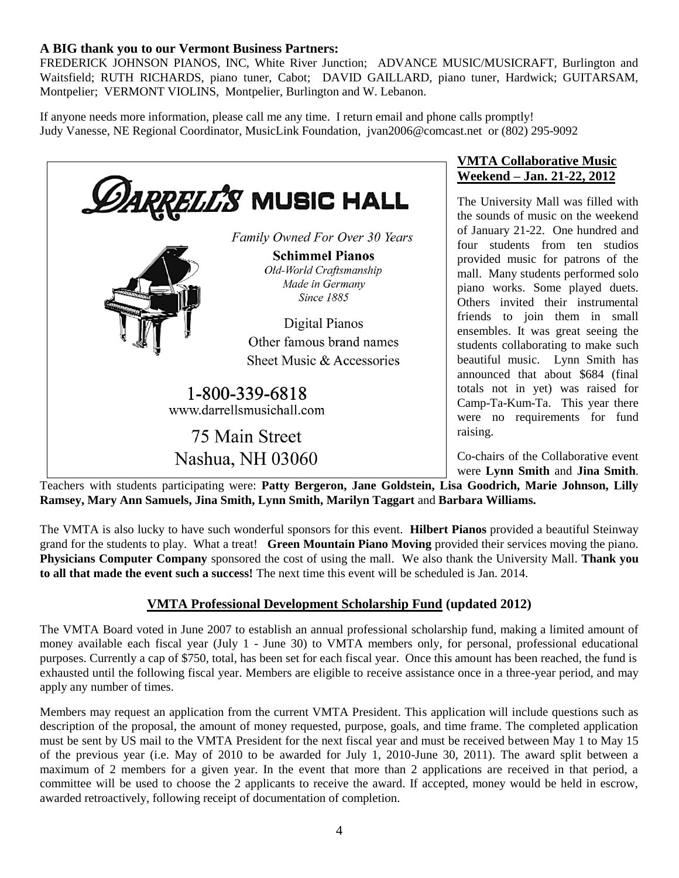**A BIG thank you to our Vermont Business Partners:**
FREDERICK JOHNSON PIANOS, INC, White River Junction; ADVANCE MUSIC/MUSICRAFT, Burlington and Waitsfield; RUTH RICHARDS, piano tuner, Cabot; DAVID GAILLARD, piano tuner, Hardwick; GUITARSAM, Montpelier; VERMONT VIOLINS, Montpelier, Burlington and W. Lebanon.

If anyone needs more information, please call me any time. I return email and phone calls promptly!
Judy Vanesse, NE Regional Coordinator, MusicLink Foundation, jvan2006@comcast.net or (802) 295-9092

**DARRELL'S MUSIC HALL**

*Family Owned For Over 30 Years*

**Schimmel Pianos**
*Old-World Craftsmanship*
*Made in Germany*
*Since 1885*

Digital Pianos
Other famous brand names
Sheet Music & Accessories

1-800-339-6818
www.darrellsmusichall.com

75 Main Street
Nashua, NH 03060

## VMTA Collaborative Music Weekend – Jan. 21-22, 2012

The University Mall was filled with the sounds of music on the weekend of January 21-22. One hundred and four students from ten studios provided music for patrons of the mall. Many students performed solo piano works. Some played duets. Others invited their instrumental friends to join them in small ensembles. It was great seeing the students collaborating to make such beautiful music. Lynn Smith has announced that about $684 (final totals not in yet) was raised for Camp-Ta-Kum-Ta. This year there were no requirements for fund raising.

Co-chairs of the Collaborative event were **Lynn Smith** and **Jina Smith**. Teachers with students participating were: **Patty Bergeron, Jane Goldstein, Lisa Goodrich, Marie Johnson, Lilly Ramsey, Mary Ann Samuels, Jina Smith, Lynn Smith, Marilyn Taggart** and **Barbara Williams.**

The VMTA is also lucky to have such wonderful sponsors for this event. **Hilbert Pianos** provided a beautiful Steinway grand for the students to play. What a treat! **Green Mountain Piano Moving** provided their services moving the piano. **Physicians Computer Company** sponsored the cost of using the mall. We also thank the University Mall. **Thank you to all that made the event such a success!** The next time this event will be scheduled is Jan. 2014.

## VMTA Professional Development Scholarship Fund (updated 2012)

The VMTA Board voted in June 2007 to establish an annual professional scholarship fund, making a limited amount of money available each fiscal year (July 1 - June 30) to VMTA members only, for personal, professional educational purposes. Currently a cap of $750, total, has been set for each fiscal year. Once this amount has been reached, the fund is exhausted until the following fiscal year. Members are eligible to receive assistance once in a three-year period, and may apply any number of times.

Members may request an application from the current VMTA President. This application will include questions such as description of the proposal, the amount of money requested, purpose, goals, and time frame. The completed application must be sent by US mail to the VMTA President for the next fiscal year and must be received between May 1 to May 15 of the previous year (i.e. May of 2010 to be awarded for July 1, 2010-June 30, 2011). The award split between a maximum of 2 members for a given year. In the event that more than 2 applications are received in that period, a committee will be used to choose the 2 applicants to receive the award. If accepted, money would be held in escrow, awarded retroactively, following receipt of documentation of completion.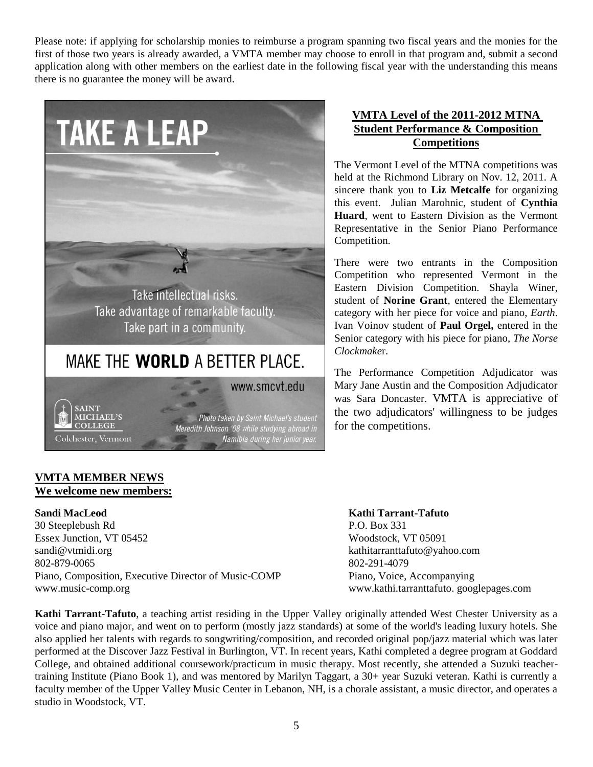Please note: if applying for scholarship monies to reimburse a program spanning two fiscal years and the monies for the first of those two years is already awarded, a VMTA member may choose to enroll in that program and, submit a second application along with other members on the earliest date in the following fiscal year with the understanding this means there is no guarantee the money will be award.

TAKE A LEAP

Take intellectual risks.
Take advantage of remarkable faculty.
Take part in a community.

MAKE THE **WORLD** A BETTER PLACE.

www.smcvt.edu

SAINT MICHAEL'S COLLEGE
Colchester, Vermont

*Photo taken by Saint Michael's student Meredith Johnson '08 while studying abroad in Namibia during her junior year.*

## VMTA Level of the 2011-2012 MTNA Student Performance & Composition Competitions

The Vermont Level of the MTNA competitions was held at the Richmond Library on Nov. 12, 2011. A sincere thank you to **Liz Metcalfe** for organizing this event. Julian Marohnic, student of **Cynthia Huard**, went to Eastern Division as the Vermont Representative in the Senior Piano Performance Competition.

There were two entrants in the Composition Competition who represented Vermont in the Eastern Division Competition. Shayla Winer, student of **Norine Grant**, entered the Elementary category with her piece for voice and piano, *Earth*. Ivan Voinov student of **Paul Orgel,** entered in the Senior category with his piece for piano, *The Norse Clockmake*r.

The Performance Competition Adjudicator was Mary Jane Austin and the Composition Adjudicator was Sara Doncaster. VMTA is appreciative of the two adjudicators' willingness to be judges for the competitions.

## VMTA MEMBER NEWS

## We welcome new members:

**Sandi MacLeod**
30 Steeplebush Rd
Essex Junction, VT 05452
sandi@vtmidi.org
802-879-0065
Piano, Composition, Executive Director of Music-COMP
www.music-comp.org

**Kathi Tarrant-Tafuto**
P.O. Box 331
Woodstock, VT 05091
kathitarranttafuto@yahoo.com
802-291-4079
Piano, Voice, Accompanying
www.kathi.tarranttafuto. googlepages.com

**Kathi Tarrant-Tafuto**, a teaching artist residing in the Upper Valley originally attended West Chester University as a voice and piano major, and went on to perform (mostly jazz standards) at some of the world's leading luxury hotels. She also applied her talents with regards to songwriting/composition, and recorded original pop/jazz material which was later performed at the Discover Jazz Festival in Burlington, VT. In recent years, Kathi completed a degree program at Goddard College, and obtained additional coursework/practicum in music therapy. Most recently, she attended a Suzuki teacher-training Institute (Piano Book 1), and was mentored by Marilyn Taggart, a 30+ year Suzuki veteran. Kathi is currently a faculty member of the Upper Valley Music Center in Lebanon, NH, is a chorale assistant, a music director, and operates a studio in Woodstock, VT.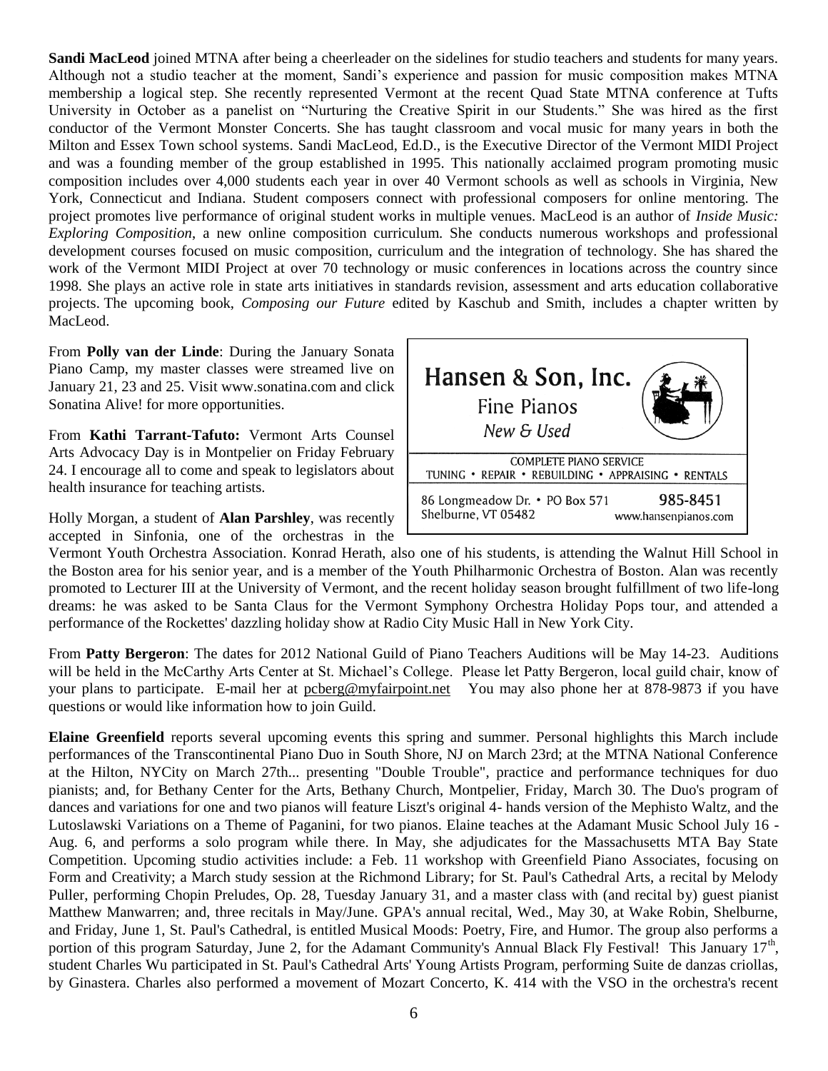**Sandi MacLeod** joined MTNA after being a cheerleader on the sidelines for studio teachers and students for many years. Although not a studio teacher at the moment, Sandi's experience and passion for music composition makes MTNA membership a logical step. She recently represented Vermont at the recent Quad State MTNA conference at Tufts University in October as a panelist on "Nurturing the Creative Spirit in our Students." She was hired as the first conductor of the Vermont Monster Concerts. She has taught classroom and vocal music for many years in both the Milton and Essex Town school systems. Sandi MacLeod, Ed.D., is the Executive Director of the Vermont MIDI Project and was a founding member of the group established in 1995. This nationally acclaimed program promoting music composition includes over 4,000 students each year in over 40 Vermont schools as well as schools in Virginia, New York, Connecticut and Indiana. Student composers connect with professional composers for online mentoring. The project promotes live performance of original student works in multiple venues. MacLeod is an author of *Inside Music: Exploring Composition*, a new online composition curriculum. She conducts numerous workshops and professional development courses focused on music composition, curriculum and the integration of technology. She has shared the work of the Vermont MIDI Project at over 70 technology or music conferences in locations across the country since 1998. She plays an active role in state arts initiatives in standards revision, assessment and arts education collaborative projects. The upcoming book, *Composing our Future* edited by Kaschub and Smith, includes a chapter written by MacLeod.

From **Polly van der Linde**: During the January Sonata Piano Camp, my master classes were streamed live on January 21, 23 and 25. Visit www.sonatina.com and click Sonatina Alive! for more opportunities.

From **Kathi Tarrant-Tafuto:** Vermont Arts Counsel Arts Advocacy Day is in Montpelier on Friday February 24. I encourage all to come and speak to legislators about health insurance for teaching artists.

Hansen & Son, Inc.
Fine Pianos
*New & Used*

COMPLETE PIANO SERVICE
TUNING • REPAIR • REBUILDING • APPRAISING • RENTALS

86 Longmeadow Dr. • PO Box 571
Shelburne, VT 05482
985-8451
www.hansenpianos.com

Holly Morgan, a student of **Alan Parshley**, was recently accepted in Sinfonia, one of the orchestras in the Vermont Youth Orchestra Association. Konrad Herath, also one of his students, is attending the Walnut Hill School in the Boston area for his senior year, and is a member of the Youth Philharmonic Orchestra of Boston. Alan was recently promoted to Lecturer III at the University of Vermont, and the recent holiday season brought fulfillment of two life-long dreams: he was asked to be Santa Claus for the Vermont Symphony Orchestra Holiday Pops tour, and attended a performance of the Rockettes' dazzling holiday show at Radio City Music Hall in New York City.

From **Patty Bergeron**: The dates for 2012 National Guild of Piano Teachers Auditions will be May 14-23. Auditions will be held in the McCarthy Arts Center at St. Michael's College. Please let Patty Bergeron, local guild chair, know of your plans to participate. E-mail her at pcberg@myfairpoint.net You may also phone her at 878-9873 if you have questions or would like information how to join Guild.

**Elaine Greenfield** reports several upcoming events this spring and summer. Personal highlights this March include performances of the Transcontinental Piano Duo in South Shore, NJ on March 23rd; at the MTNA National Conference at the Hilton, NYCity on March 27th... presenting "Double Trouble", practice and performance techniques for duo pianists; and, for Bethany Center for the Arts, Bethany Church, Montpelier, Friday, March 30. The Duo's program of dances and variations for one and two pianos will feature Liszt's original 4- hands version of the Mephisto Waltz, and the Lutoslawski Variations on a Theme of Paganini, for two pianos. Elaine teaches at the Adamant Music School July 16 - Aug. 6, and performs a solo program while there. In May, she adjudicates for the Massachusetts MTA Bay State Competition. Upcoming studio activities include: a Feb. 11 workshop with Greenfield Piano Associates, focusing on Form and Creativity; a March study session at the Richmond Library; for St. Paul's Cathedral Arts, a recital by Melody Puller, performing Chopin Preludes, Op. 28, Tuesday January 31, and a master class with (and recital by) guest pianist Matthew Manwarren; and, three recitals in May/June. GPA's annual recital, Wed., May 30, at Wake Robin, Shelburne, and Friday, June 1, St. Paul's Cathedral, is entitled Musical Moods: Poetry, Fire, and Humor. The group also performs a portion of this program Saturday, June 2, for the Adamant Community's Annual Black Fly Festival! This January 17th, student Charles Wu participated in St. Paul's Cathedral Arts' Young Artists Program, performing Suite de danzas criollas, by Ginastera. Charles also performed a movement of Mozart Concerto, K. 414 with the VSO in the orchestra's recent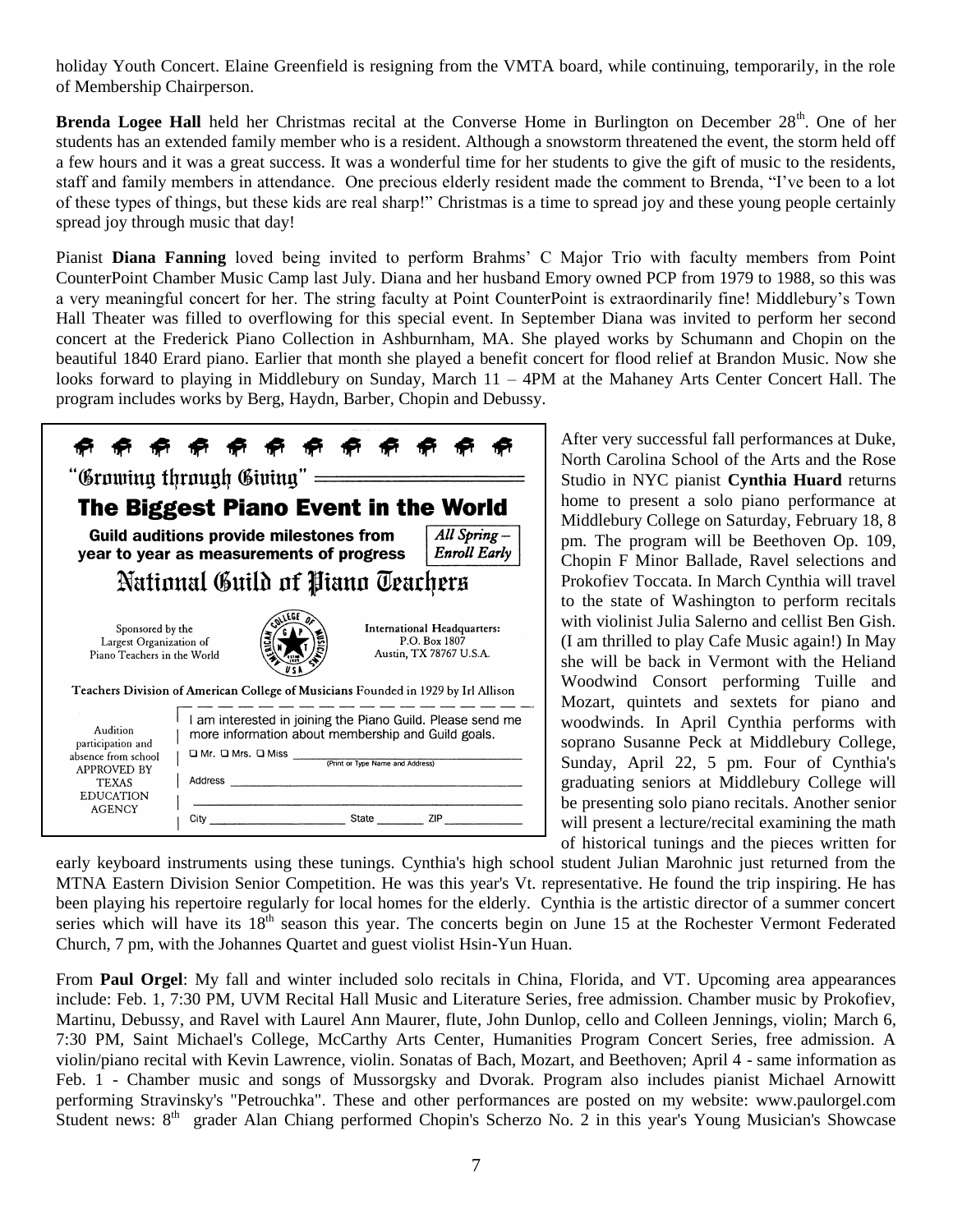holiday Youth Concert. Elaine Greenfield is resigning from the VMTA board, while continuing, temporarily, in the role of Membership Chairperson.

**Brenda Logee Hall** held her Christmas recital at the Converse Home in Burlington on December 28th. One of her students has an extended family member who is a resident. Although a snowstorm threatened the event, the storm held off a few hours and it was a great success. It was a wonderful time for her students to give the gift of music to the residents, staff and family members in attendance. One precious elderly resident made the comment to Brenda, "I've been to a lot of these types of things, but these kids are real sharp!" Christmas is a time to spread joy and these young people certainly spread joy through music that day!

Pianist **Diana Fanning** loved being invited to perform Brahms' C Major Trio with faculty members from Point CounterPoint Chamber Music Camp last July. Diana and her husband Emory owned PCP from 1979 to 1988, so this was a very meaningful concert for her. The string faculty at Point CounterPoint is extraordinarily fine! Middlebury's Town Hall Theater was filled to overflowing for this special event. In September Diana was invited to perform her second concert at the Frederick Piano Collection in Ashburnham, MA. She played works by Schumann and Chopin on the beautiful 1840 Erard piano. Earlier that month she played a benefit concert for flood relief at Brandon Music. Now she looks forward to playing in Middlebury on Sunday, March 11 – 4PM at the Mahaney Arts Center Concert Hall. The program includes works by Berg, Haydn, Barber, Chopin and Debussy.

"Growing through Giving"

**The Biggest Piano Event in the World**

**Guild auditions provide milestones from year to year as measurements of progress**

*All Spring – Enroll Early*

**National Guild of Piano Teachers**

Sponsored by the Largest Organization of Piano Teachers in the World

International Headquarters:
P.O. Box 1807
Austin, TX 78767 U.S.A.

**Teachers Division of American College of Musicians Founded in 1929 by Irl Allison**

Audition participation and absence from school APPROVED BY TEXAS EDUCATION AGENCY

I am interested in joining the Piano Guild. Please send me more information about membership and Guild goals.

☐ Mr. ☐ Mrs. ☐ Miss ______________ (Print or Type Name and Address)

Address ______________

City ______________ State ________ ZIP ____________

After very successful fall performances at Duke, North Carolina School of the Arts and the Rose Studio in NYC pianist **Cynthia Huard** returns home to present a solo piano performance at Middlebury College on Saturday, February 18, 8 pm. The program will be Beethoven Op. 109, Chopin F Minor Ballade, Ravel selections and Prokofiev Toccata. In March Cynthia will travel to the state of Washington to perform recitals with violinist Julia Salerno and cellist Ben Gish. (I am thrilled to play Cafe Music again!) In May she will be back in Vermont with the Heliand Woodwind Consort performing Tuille and Mozart, quintets and sextets for piano and woodwinds. In April Cynthia performs with soprano Susanne Peck at Middlebury College, Sunday, April 22, 5 pm. Four of Cynthia's graduating seniors at Middlebury College will be presenting solo piano recitals. Another senior will present a lecture/recital examining the math of historical tunings and the pieces written for early keyboard instruments using these tunings. Cynthia's high school student Julian Marohnic just returned from the MTNA Eastern Division Senior Competition. He was this year's Vt. representative. He found the trip inspiring. He has been playing his repertoire regularly for local homes for the elderly. Cynthia is the artistic director of a summer concert series which will have its 18th season this year. The concerts begin on June 15 at the Rochester Vermont Federated Church, 7 pm, with the Johannes Quartet and guest violist Hsin-Yun Huan.

From **Paul Orgel**: My fall and winter included solo recitals in China, Florida, and VT. Upcoming area appearances include: Feb. 1, 7:30 PM, UVM Recital Hall Music and Literature Series, free admission. Chamber music by Prokofiev, Martinu, Debussy, and Ravel with Laurel Ann Maurer, flute, John Dunlop, cello and Colleen Jennings, violin; March 6, 7:30 PM, Saint Michael's College, McCarthy Arts Center, Humanities Program Concert Series, free admission. A violin/piano recital with Kevin Lawrence, violin. Sonatas of Bach, Mozart, and Beethoven; April 4 - same information as Feb. 1 - Chamber music and songs of Mussorgsky and Dvorak. Program also includes pianist Michael Arnowitt performing Stravinsky's "Petrouchka". These and other performances are posted on my website: www.paulorgel.com Student news: 8th grader Alan Chiang performed Chopin's Scherzo No. 2 in this year's Young Musician's Showcase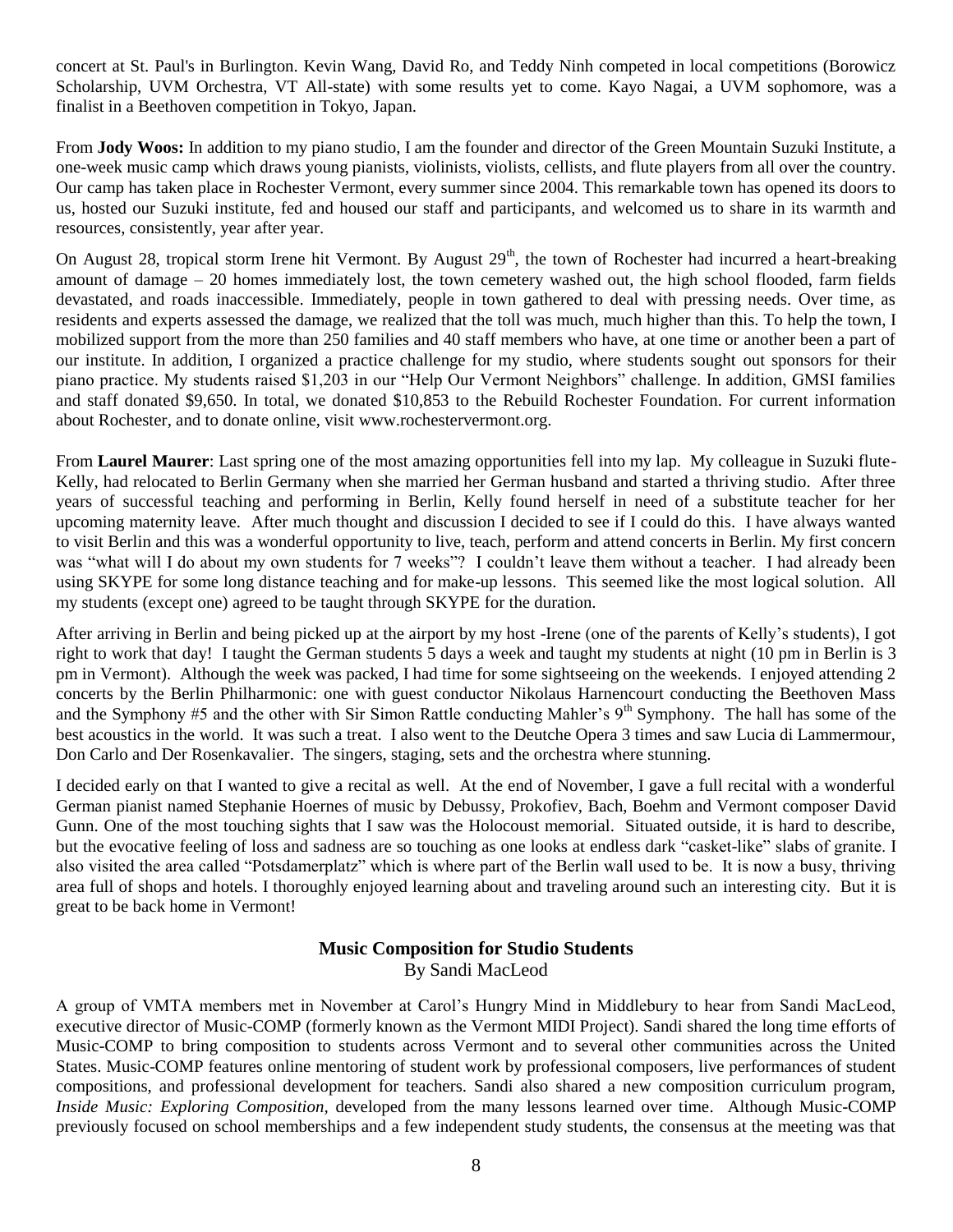concert at St. Paul's in Burlington. Kevin Wang, David Ro, and Teddy Ninh competed in local competitions (Borowicz Scholarship, UVM Orchestra, VT All-state) with some results yet to come. Kayo Nagai, a UVM sophomore, was a finalist in a Beethoven competition in Tokyo, Japan.

From **Jody Woos:** In addition to my piano studio, I am the founder and director of the Green Mountain Suzuki Institute, a one-week music camp which draws young pianists, violinists, violists, cellists, and flute players from all over the country. Our camp has taken place in Rochester Vermont, every summer since 2004. This remarkable town has opened its doors to us, hosted our Suzuki institute, fed and housed our staff and participants, and welcomed us to share in its warmth and resources, consistently, year after year.

On August 28, tropical storm Irene hit Vermont. By August 29th, the town of Rochester had incurred a heart-breaking amount of damage – 20 homes immediately lost, the town cemetery washed out, the high school flooded, farm fields devastated, and roads inaccessible. Immediately, people in town gathered to deal with pressing needs. Over time, as residents and experts assessed the damage, we realized that the toll was much, much higher than this. To help the town, I mobilized support from the more than 250 families and 40 staff members who have, at one time or another been a part of our institute. In addition, I organized a practice challenge for my studio, where students sought out sponsors for their piano practice. My students raised $1,203 in our "Help Our Vermont Neighbors" challenge. In addition, GMSI families and staff donated $9,650. In total, we donated $10,853 to the Rebuild Rochester Foundation. For current information about Rochester, and to donate online, visit www.rochestervermont.org.

From **Laurel Maurer**: Last spring one of the most amazing opportunities fell into my lap. My colleague in Suzuki flute- Kelly, had relocated to Berlin Germany when she married her German husband and started a thriving studio. After three years of successful teaching and performing in Berlin, Kelly found herself in need of a substitute teacher for her upcoming maternity leave. After much thought and discussion I decided to see if I could do this. I have always wanted to visit Berlin and this was a wonderful opportunity to live, teach, perform and attend concerts in Berlin. My first concern was "what will I do about my own students for 7 weeks"? I couldn't leave them without a teacher. I had already been using SKYPE for some long distance teaching and for make-up lessons. This seemed like the most logical solution. All my students (except one) agreed to be taught through SKYPE for the duration.

After arriving in Berlin and being picked up at the airport by my host -Irene (one of the parents of Kelly's students), I got right to work that day! I taught the German students 5 days a week and taught my students at night (10 pm in Berlin is 3 pm in Vermont). Although the week was packed, I had time for some sightseeing on the weekends. I enjoyed attending 2 concerts by the Berlin Philharmonic: one with guest conductor Nikolaus Harnencourt conducting the Beethoven Mass and the Symphony #5 and the other with Sir Simon Rattle conducting Mahler's 9th Symphony. The hall has some of the best acoustics in the world. It was such a treat. I also went to the Deutche Opera 3 times and saw Lucia di Lammermour, Don Carlo and Der Rosenkavalier. The singers, staging, sets and the orchestra where stunning.

I decided early on that I wanted to give a recital as well. At the end of November, I gave a full recital with a wonderful German pianist named Stephanie Hoernes of music by Debussy, Prokofiev, Bach, Boehm and Vermont composer David Gunn. One of the most touching sights that I saw was the Holocoust memorial. Situated outside, it is hard to describe, but the evocative feeling of loss and sadness are so touching as one looks at endless dark "casket-like" slabs of granite. I also visited the area called "Potsdamerplatz" which is where part of the Berlin wall used to be. It is now a busy, thriving area full of shops and hotels. I thoroughly enjoyed learning about and traveling around such an interesting city. But it is great to be back home in Vermont!

## Music Composition for Studio Students

By Sandi MacLeod

A group of VMTA members met in November at Carol's Hungry Mind in Middlebury to hear from Sandi MacLeod, executive director of Music-COMP (formerly known as the Vermont MIDI Project). Sandi shared the long time efforts of Music-COMP to bring composition to students across Vermont and to several other communities across the United States. Music-COMP features online mentoring of student work by professional composers, live performances of student compositions, and professional development for teachers. Sandi also shared a new composition curriculum program, *Inside Music: Exploring Composition*, developed from the many lessons learned over time. Although Music-COMP previously focused on school memberships and a few independent study students, the consensus at the meeting was that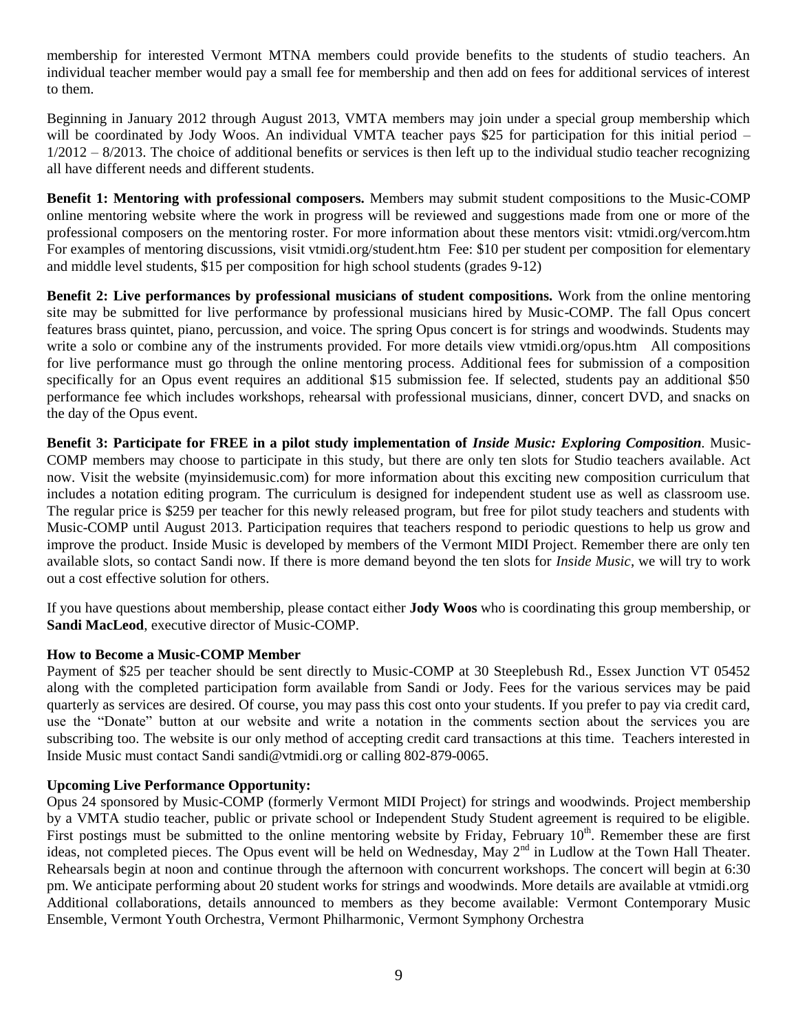membership for interested Vermont MTNA members could provide benefits to the students of studio teachers. An individual teacher member would pay a small fee for membership and then add on fees for additional services of interest to them.

Beginning in January 2012 through August 2013, VMTA members may join under a special group membership which will be coordinated by Jody Woos. An individual VMTA teacher pays $25 for participation for this initial period – 1/2012 – 8/2013. The choice of additional benefits or services is then left up to the individual studio teacher recognizing all have different needs and different students.

**Benefit 1: Mentoring with professional composers.** Members may submit student compositions to the Music-COMP online mentoring website where the work in progress will be reviewed and suggestions made from one or more of the professional composers on the mentoring roster. For more information about these mentors visit: vtmidi.org/vercom.htm For examples of mentoring discussions, visit vtmidi.org/student.htm Fee: $10 per student per composition for elementary and middle level students, $15 per composition for high school students (grades 9-12)

**Benefit 2: Live performances by professional musicians of student compositions.** Work from the online mentoring site may be submitted for live performance by professional musicians hired by Music-COMP. The fall Opus concert features brass quintet, piano, percussion, and voice. The spring Opus concert is for strings and woodwinds. Students may write a solo or combine any of the instruments provided. For more details view vtmidi.org/opus.htm All compositions for live performance must go through the online mentoring process. Additional fees for submission of a composition specifically for an Opus event requires an additional $15 submission fee. If selected, students pay an additional $50 performance fee which includes workshops, rehearsal with professional musicians, dinner, concert DVD, and snacks on the day of the Opus event.

**Benefit 3: Participate for FREE in a pilot study implementation of *Inside Music: Exploring Composition*.** Music-COMP members may choose to participate in this study, but there are only ten slots for Studio teachers available. Act now. Visit the website (myinsidemusic.com) for more information about this exciting new composition curriculum that includes a notation editing program. The curriculum is designed for independent student use as well as classroom use. The regular price is $259 per teacher for this newly released program, but free for pilot study teachers and students with Music-COMP until August 2013. Participation requires that teachers respond to periodic questions to help us grow and improve the product. Inside Music is developed by members of the Vermont MIDI Project. Remember there are only ten available slots, so contact Sandi now. If there is more demand beyond the ten slots for *Inside Music*, we will try to work out a cost effective solution for others.

If you have questions about membership, please contact either **Jody Woos** who is coordinating this group membership, or **Sandi MacLeod**, executive director of Music-COMP.

**How to Become a Music-COMP Member**

Payment of $25 per teacher should be sent directly to Music-COMP at 30 Steeplebush Rd., Essex Junction VT 05452 along with the completed participation form available from Sandi or Jody. Fees for the various services may be paid quarterly as services are desired. Of course, you may pass this cost onto your students. If you prefer to pay via credit card, use the "Donate" button at our website and write a notation in the comments section about the services you are subscribing too. The website is our only method of accepting credit card transactions at this time. Teachers interested in Inside Music must contact Sandi sandi@vtmidi.org or calling 802-879-0065.

**Upcoming Live Performance Opportunity:**

Opus 24 sponsored by Music-COMP (formerly Vermont MIDI Project) for strings and woodwinds. Project membership by a VMTA studio teacher, public or private school or Independent Study Student agreement is required to be eligible. First postings must be submitted to the online mentoring website by Friday, February 10th. Remember these are first ideas, not completed pieces. The Opus event will be held on Wednesday, May 2nd in Ludlow at the Town Hall Theater. Rehearsals begin at noon and continue through the afternoon with concurrent workshops. The concert will begin at 6:30 pm. We anticipate performing about 20 student works for strings and woodwinds. More details are available at vtmidi.org Additional collaborations, details announced to members as they become available: Vermont Contemporary Music Ensemble, Vermont Youth Orchestra, Vermont Philharmonic, Vermont Symphony Orchestra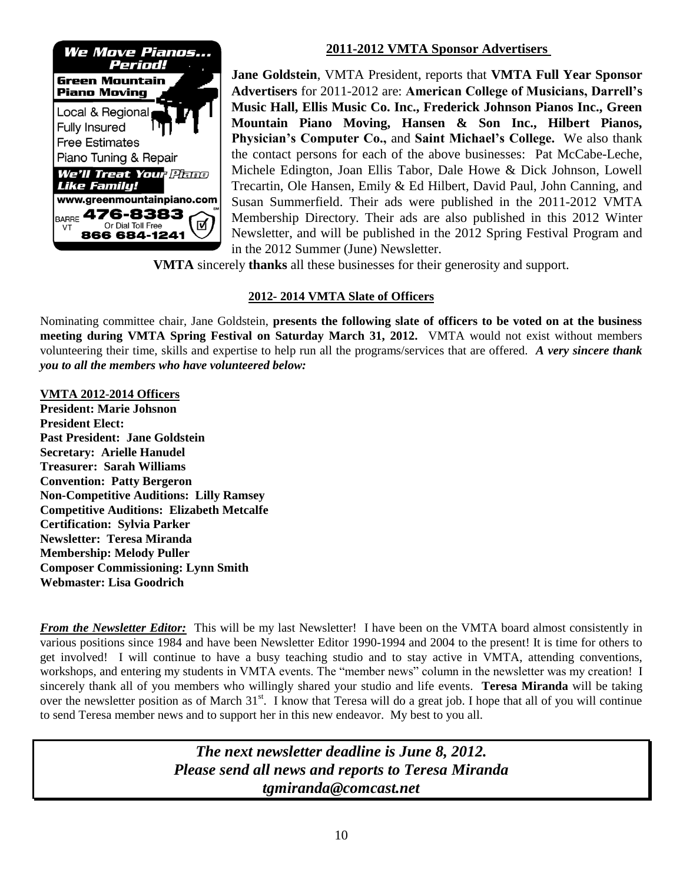We Move Pianos... Period!

Green Mountain Piano Moving

Local & Regional
Fully Insured
Free Estimates
Piano Tuning & Repair

We'll Treat Your Piano Like Family!

www.greenmountainpiano.com

BARRE VT 476-8383
Or Dial Toll Free
866 684-1241

## 2011-2012 VMTA Sponsor Advertisers

**Jane Goldstein**, VMTA President, reports that **VMTA Full Year Sponsor Advertisers** for 2011-2012 are: **American College of Musicians, Darrell's Music Hall, Ellis Music Co. Inc., Frederick Johnson Pianos Inc., Green Mountain Piano Moving, Hansen & Son Inc., Hilbert Pianos, Physician's Computer Co.,** and **Saint Michael's College.** We also thank the contact persons for each of the above businesses: Pat McCabe-Leche, Michele Edington, Joan Ellis Tabor, Dale Howe & Dick Johnson, Lowell Trecartin, Ole Hansen, Emily & Ed Hilbert, David Paul, John Canning, and Susan Summerfield. Their ads were published in the 2011-2012 VMTA Membership Directory. Their ads are also published in this 2012 Winter Newsletter, and will be published in the 2012 Spring Festival Program and in the 2012 Summer (June) Newsletter.

**VMTA** sincerely **thanks** all these businesses for their generosity and support.

## 2012- 2014 VMTA Slate of Officers

Nominating committee chair, Jane Goldstein, **presents the following slate of officers to be voted on at the business meeting during VMTA Spring Festival on Saturday March 31, 2012.** VMTA would not exist without members volunteering their time, skills and expertise to help run all the programs/services that are offered. ***A very sincere thank you to all the members who have volunteered below:***

**VMTA 2012-2014 Officers**
**President: Marie Johnson**
**President Elect:**
**Past President: Jane Goldstein**
**Secretary: Arielle Hanudel**
**Treasurer: Sarah Williams**
**Convention: Patty Bergeron**
**Non-Competitive Auditions: Lilly Ramsey**
**Competitive Auditions: Elizabeth Metcalfe**
**Certification: Sylvia Parker**
**Newsletter: Teresa Miranda**
**Membership: Melody Puller**
**Composer Commissioning: Lynn Smith**
**Webmaster: Lisa Goodrich**

***From the Newsletter Editor:*** This will be my last Newsletter! I have been on the VMTA board almost consistently in various positions since 1984 and have been Newsletter Editor 1990-1994 and 2004 to the present! It is time for others to get involved! I will continue to have a busy teaching studio and to stay active in VMTA, attending conventions, workshops, and entering my students in VMTA events. The "member news" column in the newsletter was my creation! I sincerely thank all of you members who willingly shared your studio and life events. **Teresa Miranda** will be taking over the newsletter position as of March 31st. I know that Teresa will do a great job. I hope that all of you will continue to send Teresa member news and to support her in this new endeavor. My best to you all.

***The next newsletter deadline is June 8, 2012.***
***Please send all news and reports to Teresa Miranda***
***tgmiranda@comcast.net***